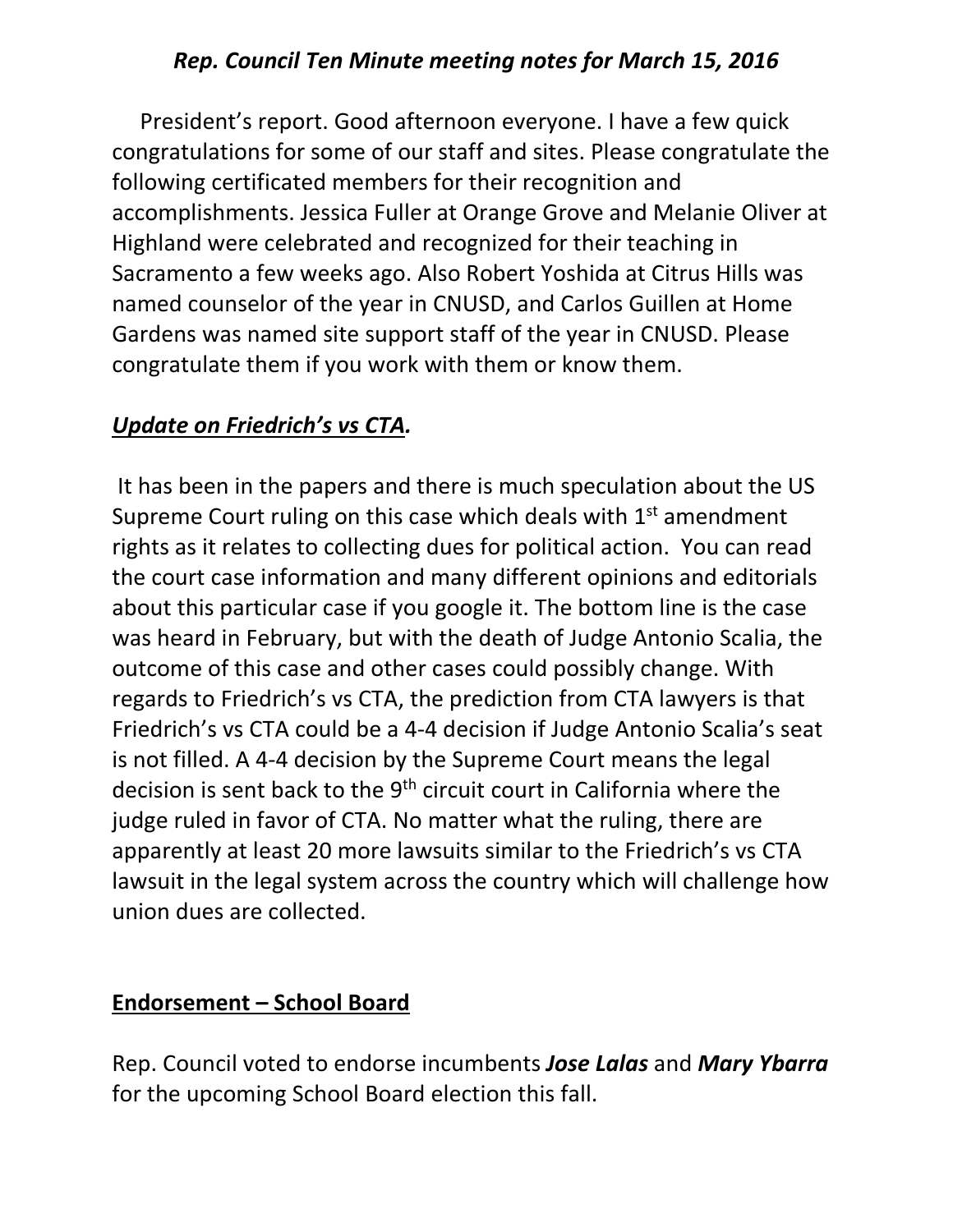# *Rep. Council Ten Minute meeting notes for March 15, 2016*

President's report. Good afternoon everyone. I have a few quick congratulations for some of our staff and sites. Please congratulate the following certificated members for their recognition and accomplishments. Jessica Fuller at Orange Grove and Melanie Oliver at Highland were celebrated and recognized for their teaching in Sacramento a few weeks ago. Also Robert Yoshida at Citrus Hills was named counselor of the year in CNUSD, and Carlos Guillen at Home Gardens was named site support staff of the year in CNUSD. Please congratulate them if you work with them or know them.

## ***Update on Friedrich's vs CTA.***

It has been in the papers and there is much speculation about the US Supreme Court ruling on this case which deals with 1st amendment rights as it relates to collecting dues for political action. You can read the court case information and many different opinions and editorials about this particular case if you google it. The bottom line is the case was heard in February, but with the death of Judge Antonio Scalia, the outcome of this case and other cases could possibly change. With regards to Friedrich's vs CTA, the prediction from CTA lawyers is that Friedrich's vs CTA could be a 4-4 decision if Judge Antonio Scalia's seat is not filled. A 4-4 decision by the Supreme Court means the legal decision is sent back to the 9th circuit court in California where the judge ruled in favor of CTA. No matter what the ruling, there are apparently at least 20 more lawsuits similar to the Friedrich's vs CTA lawsuit in the legal system across the country which will challenge how union dues are collected.

## **Endorsement – School Board**

Rep. Council voted to endorse incumbents ***Jose Lalas*** and ***Mary Ybarra*** for the upcoming School Board election this fall.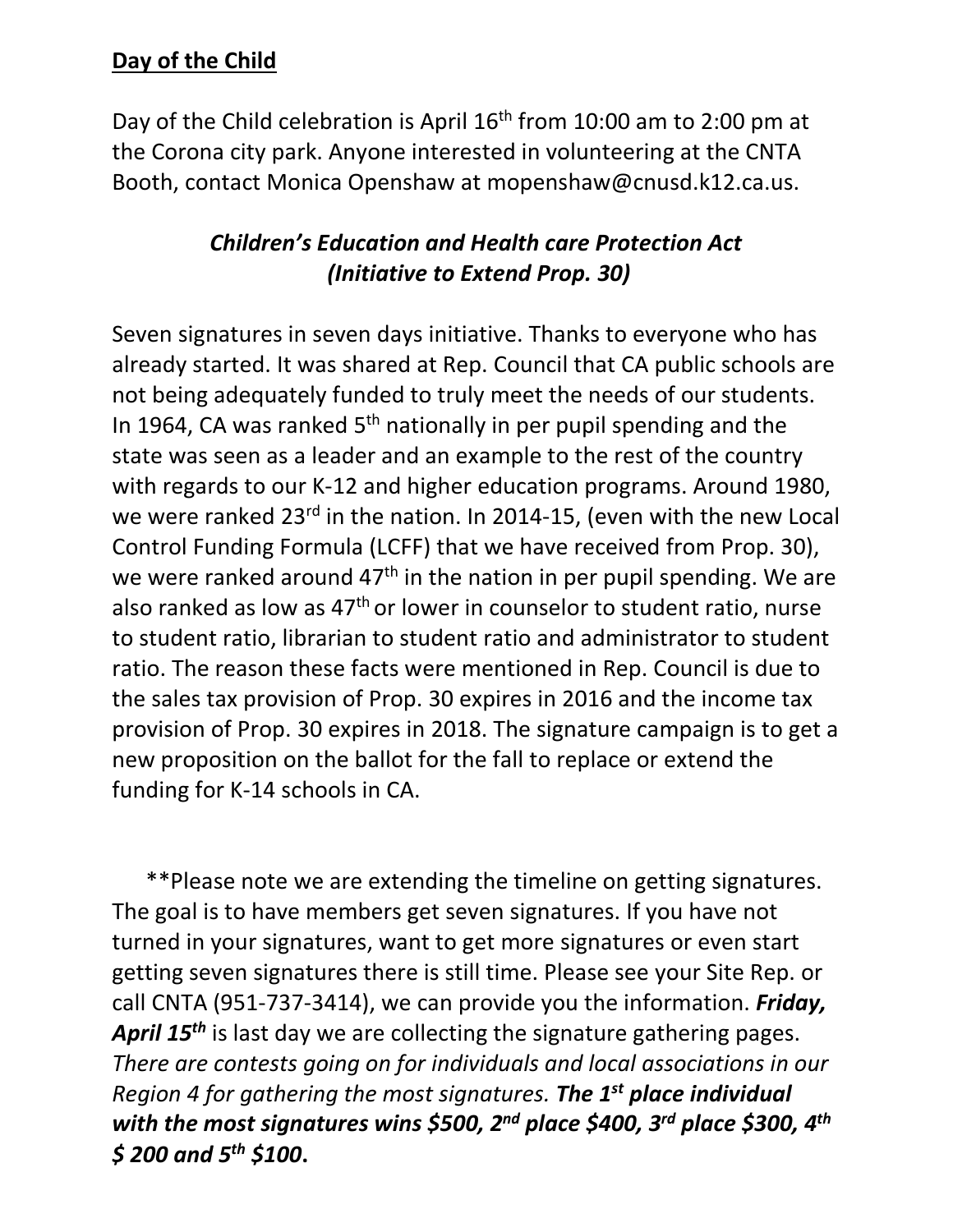**<u>Day of the Child</u>**

Day of the Child celebration is April 16th from 10:00 am to 2:00 pm at the Corona city park. Anyone interested in volunteering at the CNTA Booth, contact Monica Openshaw at mopenshaw@cnusd.k12.ca.us.

### *Children's Education and Health care Protection Act (Initiative to Extend Prop. 30)*

Seven signatures in seven days initiative. Thanks to everyone who has already started. It was shared at Rep. Council that CA public schools are not being adequately funded to truly meet the needs of our students. In 1964, CA was ranked 5th nationally in per pupil spending and the state was seen as a leader and an example to the rest of the country with regards to our K-12 and higher education programs. Around 1980, we were ranked 23rd in the nation. In 2014-15, (even with the new Local Control Funding Formula (LCFF) that we have received from Prop. 30), we were ranked around 47th in the nation in per pupil spending. We are also ranked as low as 47th or lower in counselor to student ratio, nurse to student ratio, librarian to student ratio and administrator to student ratio. The reason these facts were mentioned in Rep. Council is due to the sales tax provision of Prop. 30 expires in 2016 and the income tax provision of Prop. 30 expires in 2018. The signature campaign is to get a new proposition on the ballot for the fall to replace or extend the funding for K-14 schools in CA.

**Please note we are extending the timeline on getting signatures. The goal is to have members get seven signatures. If you have not turned in your signatures, want to get more signatures or even start getting seven signatures there is still time. Please see your Site Rep. or call CNTA (951-737-3414), we can provide you the information. ***Friday, April 15th*** is last day we are collecting the signature gathering pages. *There are contests going on for individuals and local associations in our Region 4 for gathering the most signatures.* ***The 1st place individual with the most signatures wins $500, 2nd place $400, 3rd place $300, 4th $ 200 and 5th $100.***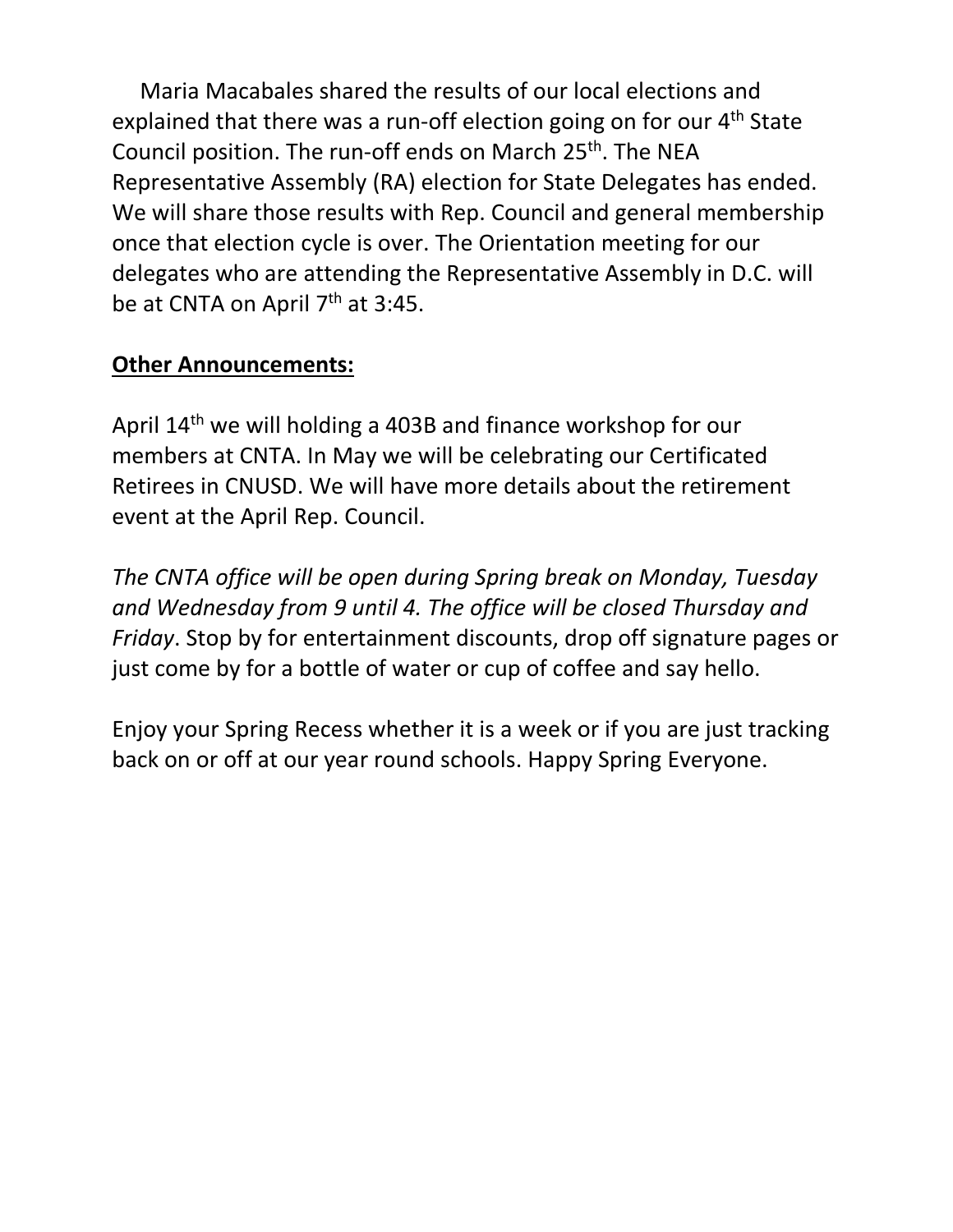Maria Macabales shared the results of our local elections and explained that there was a run-off election going on for our 4th State Council position. The run-off ends on March 25th. The NEA Representative Assembly (RA) election for State Delegates has ended. We will share those results with Rep. Council and general membership once that election cycle is over. The Orientation meeting for our delegates who are attending the Representative Assembly in D.C. will be at CNTA on April 7th at 3:45.

**Other Announcements:**

April 14th we will holding a 403B and finance workshop for our members at CNTA. In May we will be celebrating our Certificated Retirees in CNUSD. We will have more details about the retirement event at the April Rep. Council.

*The CNTA office will be open during Spring break on Monday, Tuesday and Wednesday from 9 until 4. The office will be closed Thursday and Friday*. Stop by for entertainment discounts, drop off signature pages or just come by for a bottle of water or cup of coffee and say hello.

Enjoy your Spring Recess whether it is a week or if you are just tracking back on or off at our year round schools. Happy Spring Everyone.